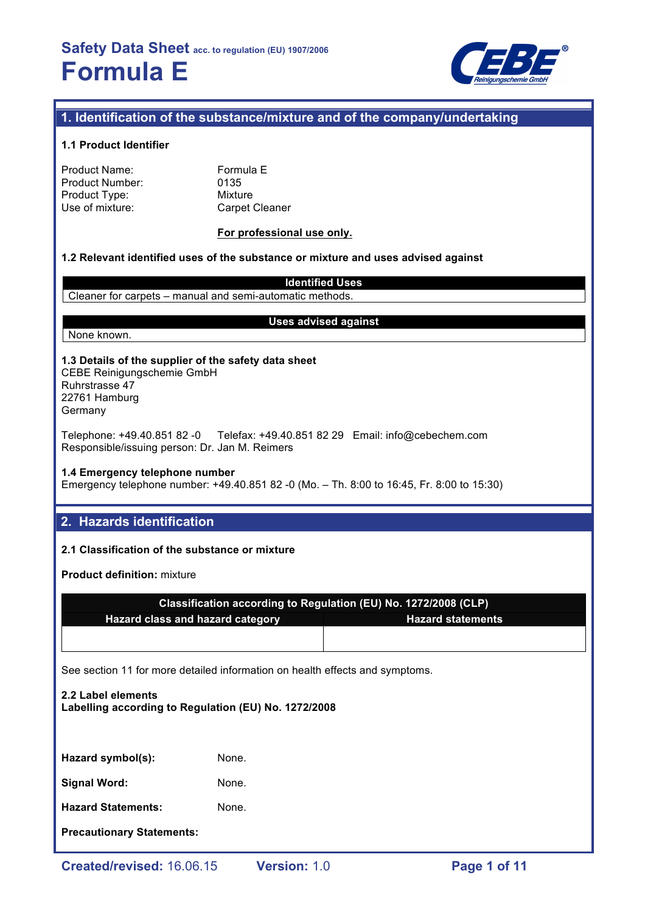# Safety Data Sheet acc. to regulation (EU) 1907/2006

# Formula E

## 1. Identification of the substance/mixture and of the company/undertaking

### 1.1 Product Identifier

Product Name: Formula E
Product Number: 0135
Product Type: Mixture
Use of mixture: Carpet Cleaner

**For professional use only.**

### 1.2 Relevant identified uses of the substance or mixture and uses advised against

| Identified Uses |
|---|
| Cleaner for carpets – manual and semi-automatic methods. |

| Uses advised against |
|---|
| None known. |

### 1.3 Details of the supplier of the safety data sheet

CEBE Reinigungschemie GmbH
Ruhrstrasse 47
22761 Hamburg
Germany

Telephone: +49.40.851 82 -0 Telefax: +49.40.851 82 29 Email: info@cebechem.com
Responsible/issuing person: Dr. Jan M. Reimers

### 1.4 Emergency telephone number

Emergency telephone number: +49.40.851 82 -0 (Mo. – Th. 8:00 to 16:45, Fr. 8:00 to 15:30)

## 2. Hazards identification

### 2.1 Classification of the substance or mixture

**Product definition:** mixture

| Classification according to Regulation (EU) No. 1272/2008 (CLP) | |
|---|---|
| Hazard class and hazard category | Hazard statements |
| | |

See section 11 for more detailed information on health effects and symptoms.

### 2.2 Label elements

**Labelling according to Regulation (EU) No. 1272/2008**

**Hazard symbol(s):** None.

**Signal Word:** None.

**Hazard Statements:** None.

**Precautionary Statements:**

Created/revised: 16.06.15 Version: 1.0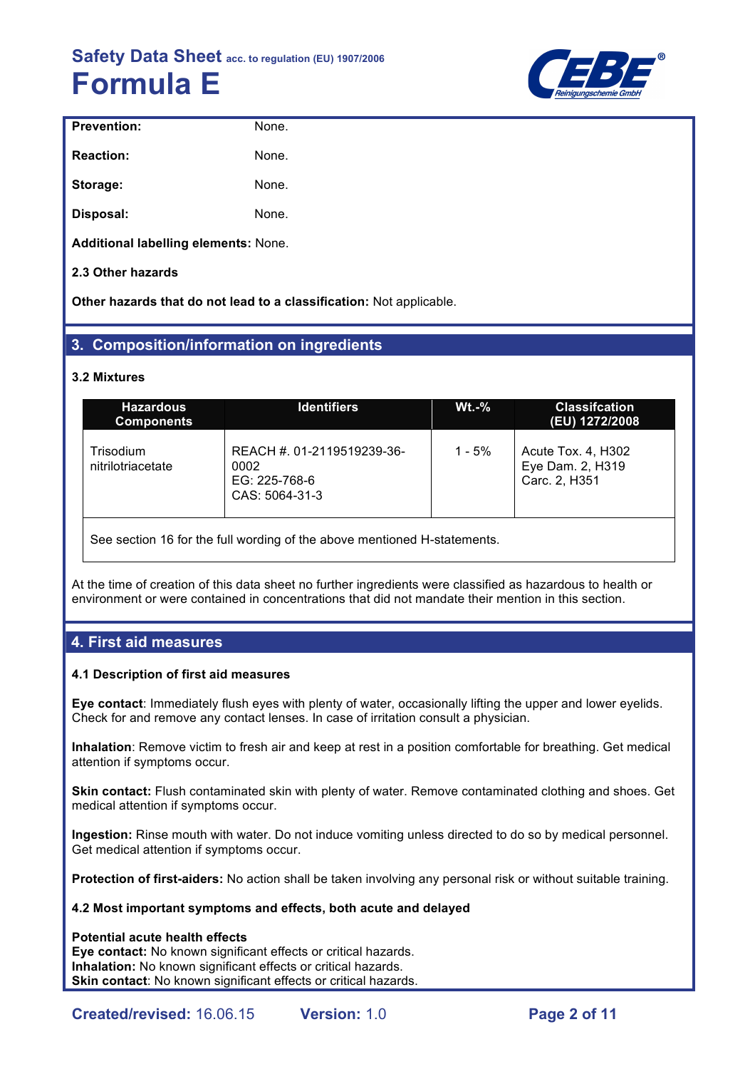**Prevention:** None.

**Reaction:** None.

**Storage:** None.

**Disposal:** None.

**Additional labelling elements:** None.

**2.3 Other hazards**

**Other hazards that do not lead to a classification:** Not applicable.

## 3. Composition/information on ingredients

**3.2 Mixtures**

| Hazardous Components | Identifiers | Wt.-% | Classifcation (EU) 1272/2008 |
|---|---|---|---|
| Trisodium nitrilotriacetate | REACH #. 01-2119519239-36-0002<br>EG: 225-768-6<br>CAS: 5064-31-3 | 1 - 5% | Acute Tox. 4, H302<br>Eye Dam. 2, H319<br>Carc. 2, H351 |

See section 16 for the full wording of the above mentioned H-statements.

At the time of creation of this data sheet no further ingredients were classified as hazardous to health or environment or were contained in concentrations that did not mandate their mention in this section.

## 4. First aid measures

**4.1 Description of first aid measures**

**Eye contact**: Immediately flush eyes with plenty of water, occasionally lifting the upper and lower eyelids. Check for and remove any contact lenses. In case of irritation consult a physician.

**Inhalation**: Remove victim to fresh air and keep at rest in a position comfortable for breathing. Get medical attention if symptoms occur.

**Skin contact:** Flush contaminated skin with plenty of water. Remove contaminated clothing and shoes. Get medical attention if symptoms occur.

**Ingestion:** Rinse mouth with water. Do not induce vomiting unless directed to do so by medical personnel. Get medical attention if symptoms occur.

**Protection of first-aiders:** No action shall be taken involving any personal risk or without suitable training.

**4.2 Most important symptoms and effects, both acute and delayed**

**Potential acute health effects**
**Eye contact:** No known significant effects or critical hazards.
**Inhalation:** No known significant effects or critical hazards.
**Skin contact**: No known significant effects or critical hazards.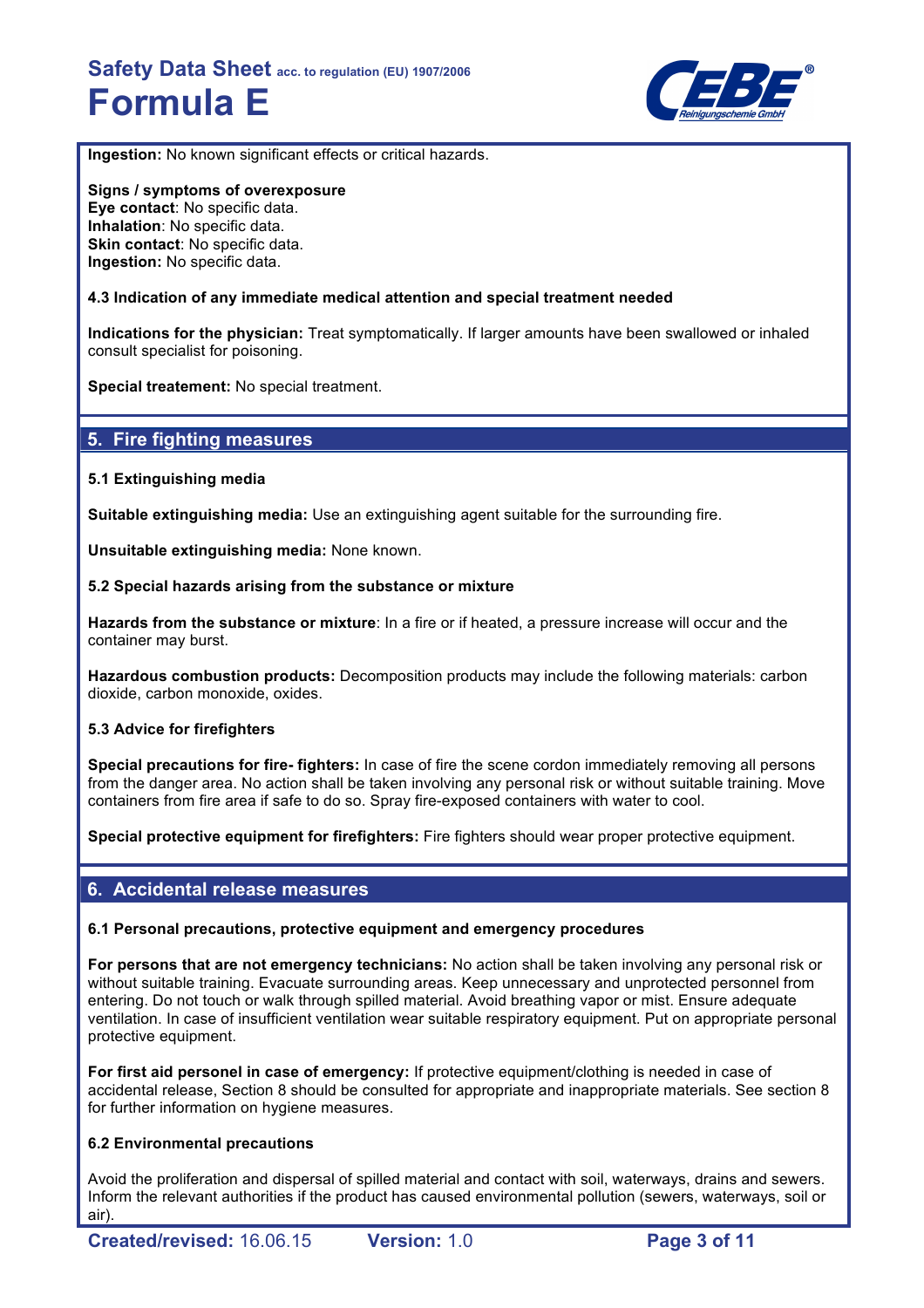**Ingestion:** No known significant effects or critical hazards.

**Signs / symptoms of overexposure**
**Eye contact**: No specific data.
**Inhalation**: No specific data.
**Skin contact**: No specific data.
**Ingestion:** No specific data.

**4.3 Indication of any immediate medical attention and special treatment needed**

**Indications for the physician:** Treat symptomatically. If larger amounts have been swallowed or inhaled consult specialist for poisoning.

**Special treatement:** No special treatment.

## 5. Fire fighting measures

**5.1 Extinguishing media**

**Suitable extinguishing media:** Use an extinguishing agent suitable for the surrounding fire.

**Unsuitable extinguishing media:** None known.

**5.2 Special hazards arising from the substance or mixture**

**Hazards from the substance or mixture**: In a fire or if heated, a pressure increase will occur and the container may burst.

**Hazardous combustion products:** Decomposition products may include the following materials: carbon dioxide, carbon monoxide, oxides.

**5.3 Advice for firefighters**

**Special precautions for fire- fighters:** In case of fire the scene cordon immediately removing all persons from the danger area. No action shall be taken involving any personal risk or without suitable training. Move containers from fire area if safe to do so. Spray fire-exposed containers with water to cool.

**Special protective equipment for firefighters:** Fire fighters should wear proper protective equipment.

## 6. Accidental release measures

**6.1 Personal precautions, protective equipment and emergency procedures**

**For persons that are not emergency technicians:** No action shall be taken involving any personal risk or without suitable training. Evacuate surrounding areas. Keep unnecessary and unprotected personnel from entering. Do not touch or walk through spilled material. Avoid breathing vapor or mist. Ensure adequate ventilation. In case of insufficient ventilation wear suitable respiratory equipment. Put on appropriate personal protective equipment.

**For first aid personel in case of emergency:** If protective equipment/clothing is needed in case of accidental release, Section 8 should be consulted for appropriate and inappropriate materials. See section 8 for further information on hygiene measures.

**6.2 Environmental precautions**

Avoid the proliferation and dispersal of spilled material and contact with soil, waterways, drains and sewers. Inform the relevant authorities if the product has caused environmental pollution (sewers, waterways, soil or air).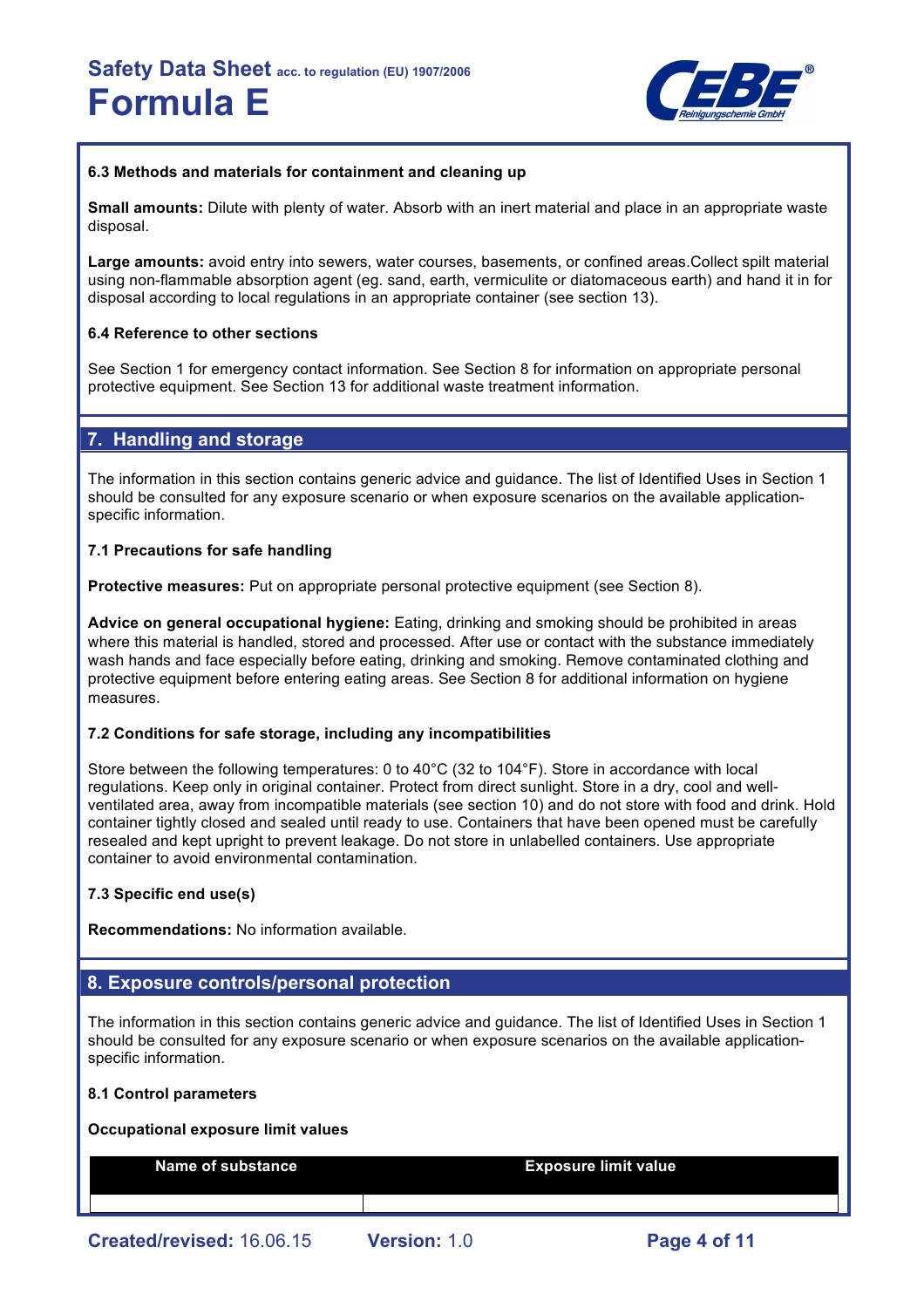### 6.3 Methods and materials for containment and cleaning up

**Small amounts:** Dilute with plenty of water. Absorb with an inert material and place in an appropriate waste disposal.

**Large amounts:** avoid entry into sewers, water courses, basements, or confined areas.Collect spilt material using non-flammable absorption agent (eg. sand, earth, vermiculite or diatomaceous earth) and hand it in for disposal according to local regulations in an appropriate container (see section 13).

### 6.4 Reference to other sections

See Section 1 for emergency contact information. See Section 8 for information on appropriate personal protective equipment. See Section 13 for additional waste treatment information.

## 7. Handling and storage

The information in this section contains generic advice and guidance. The list of Identified Uses in Section 1 should be consulted for any exposure scenario or when exposure scenarios on the available application-specific information.

### 7.1 Precautions for safe handling

**Protective measures:** Put on appropriate personal protective equipment (see Section 8).

**Advice on general occupational hygiene:** Eating, drinking and smoking should be prohibited in areas where this material is handled, stored and processed. After use or contact with the substance immediately wash hands and face especially before eating, drinking and smoking. Remove contaminated clothing and protective equipment before entering eating areas. See Section 8 for additional information on hygiene measures.

### 7.2 Conditions for safe storage, including any incompatibilities

Store between the following temperatures: 0 to 40°C (32 to 104°F). Store in accordance with local regulations. Keep only in original container. Protect from direct sunlight. Store in a dry, cool and well-ventilated area, away from incompatible materials (see section 10) and do not store with food and drink. Hold container tightly closed and sealed until ready to use. Containers that have been opened must be carefully resealed and kept upright to prevent leakage. Do not store in unlabelled containers. Use appropriate container to avoid environmental contamination.

### 7.3 Specific end use(s)

**Recommendations:** No information available.

## 8. Exposure controls/personal protection

The information in this section contains generic advice and guidance. The list of Identified Uses in Section 1 should be consulted for any exposure scenario or when exposure scenarios on the available application-specific information.

### 8.1 Control parameters

**Occupational exposure limit values**

| Name of substance | Exposure limit value |
|---|---|
| | |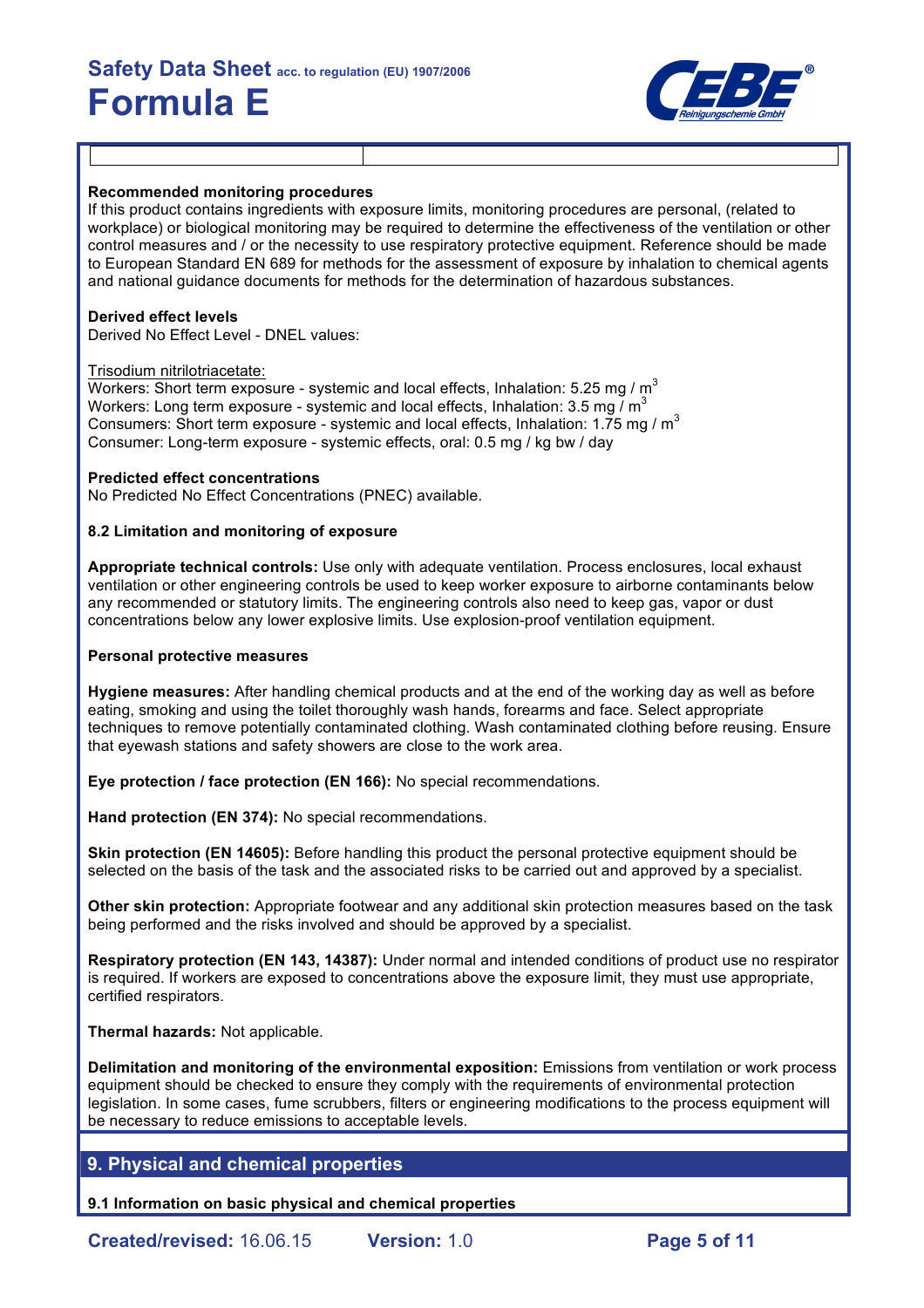**Recommended monitoring procedures**

If this product contains ingredients with exposure limits, monitoring procedures are personal, (related to workplace) or biological monitoring may be required to determine the effectiveness of the ventilation or other control measures and / or the necessity to use respiratory protective equipment. Reference should be made to European Standard EN 689 for methods for the assessment of exposure by inhalation to chemical agents and national guidance documents for methods for the determination of hazardous substances.

**Derived effect levels**

Derived No Effect Level - DNEL values:

Trisodium nitrilotriacetate:
Workers: Short term exposure - systemic and local effects, Inhalation: 5.25 mg / $m^3$
Workers: Long term exposure - systemic and local effects, Inhalation: 3.5 mg / $m^3$
Consumers: Short term exposure - systemic and local effects, Inhalation: 1.75 mg / $m^3$
Consumer: Long-term exposure - systemic effects, oral: 0.5 mg / kg bw / day

**Predicted effect concentrations**

No Predicted No Effect Concentrations (PNEC) available.

### 8.2 Limitation and monitoring of exposure

**Appropriate technical controls:** Use only with adequate ventilation. Process enclosures, local exhaust ventilation or other engineering controls be used to keep worker exposure to airborne contaminants below any recommended or statutory limits. The engineering controls also need to keep gas, vapor or dust concentrations below any lower explosive limits. Use explosion-proof ventilation equipment.

**Personal protective measures**

**Hygiene measures:** After handling chemical products and at the end of the working day as well as before eating, smoking and using the toilet thoroughly wash hands, forearms and face. Select appropriate techniques to remove potentially contaminated clothing. Wash contaminated clothing before reusing. Ensure that eyewash stations and safety showers are close to the work area.

**Eye protection / face protection (EN 166):** No special recommendations.

**Hand protection (EN 374):** No special recommendations.

**Skin protection (EN 14605):** Before handling this product the personal protective equipment should be selected on the basis of the task and the associated risks to be carried out and approved by a specialist.

**Other skin protection:** Appropriate footwear and any additional skin protection measures based on the task being performed and the risks involved and should be approved by a specialist.

**Respiratory protection (EN 143, 14387):** Under normal and intended conditions of product use no respirator is required. If workers are exposed to concentrations above the exposure limit, they must use appropriate, certified respirators.

**Thermal hazards:** Not applicable.

**Delimitation and monitoring of the environmental exposition:** Emissions from ventilation or work process equipment should be checked to ensure they comply with the requirements of environmental protection legislation. In some cases, fume scrubbers, filters or engineering modifications to the process equipment will be necessary to reduce emissions to acceptable levels.

## 9. Physical and chemical properties

### 9.1 Information on basic physical and chemical properties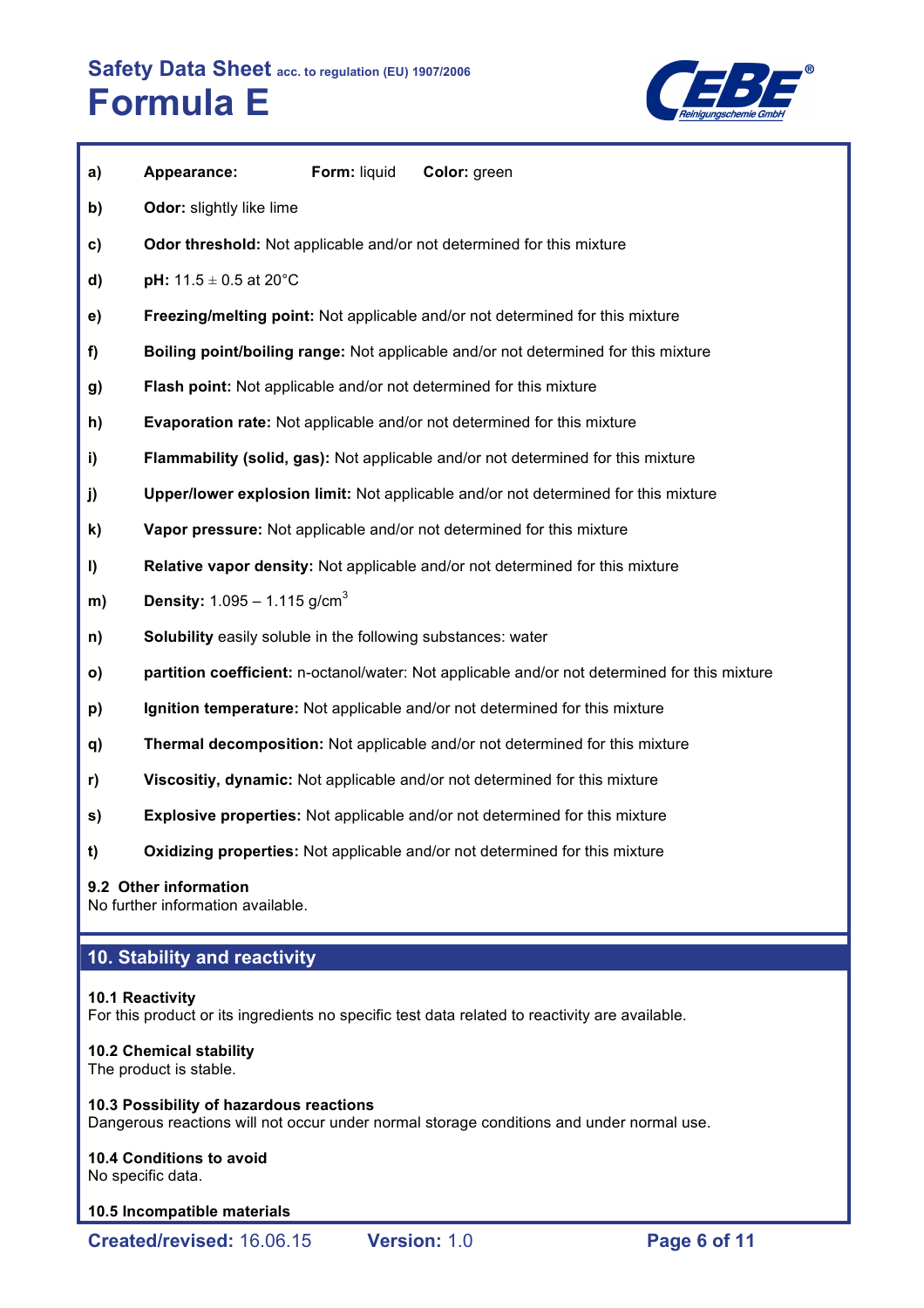a) **Appearance:** **Form:** liquid **Color:** green

b) **Odor:** slightly like lime

c) **Odor threshold:** Not applicable and/or not determined for this mixture

d) **pH:** 11.5 ± 0.5 at 20°C

e) **Freezing/melting point:** Not applicable and/or not determined for this mixture

f) **Boiling point/boiling range:** Not applicable and/or not determined for this mixture

g) **Flash point:** Not applicable and/or not determined for this mixture

h) **Evaporation rate:** Not applicable and/or not determined for this mixture

i) **Flammability (solid, gas):** Not applicable and/or not determined for this mixture

j) **Upper/lower explosion limit:** Not applicable and/or not determined for this mixture

k) **Vapor pressure:** Not applicable and/or not determined for this mixture

l) **Relative vapor density:** Not applicable and/or not determined for this mixture

m) **Density:** 1.095 – 1.115 g/cm$^3$

n) **Solubility** easily soluble in the following substances: water

o) **partition coefficient:** n-octanol/water: Not applicable and/or not determined for this mixture

p) **Ignition temperature:** Not applicable and/or not determined for this mixture

q) **Thermal decomposition:** Not applicable and/or not determined for this mixture

r) **Viscositiy, dynamic:** Not applicable and/or not determined for this mixture

s) **Explosive properties:** Not applicable and/or not determined for this mixture

t) **Oxidizing properties:** Not applicable and/or not determined for this mixture

**9.2 Other information**
No further information available.

## 10. Stability and reactivity

**10.1 Reactivity**
For this product or its ingredients no specific test data related to reactivity are available.

**10.2 Chemical stability**
The product is stable.

**10.3 Possibility of hazardous reactions**
Dangerous reactions will not occur under normal storage conditions and under normal use.

**10.4 Conditions to avoid**
No specific data.

**10.5 Incompatible materials**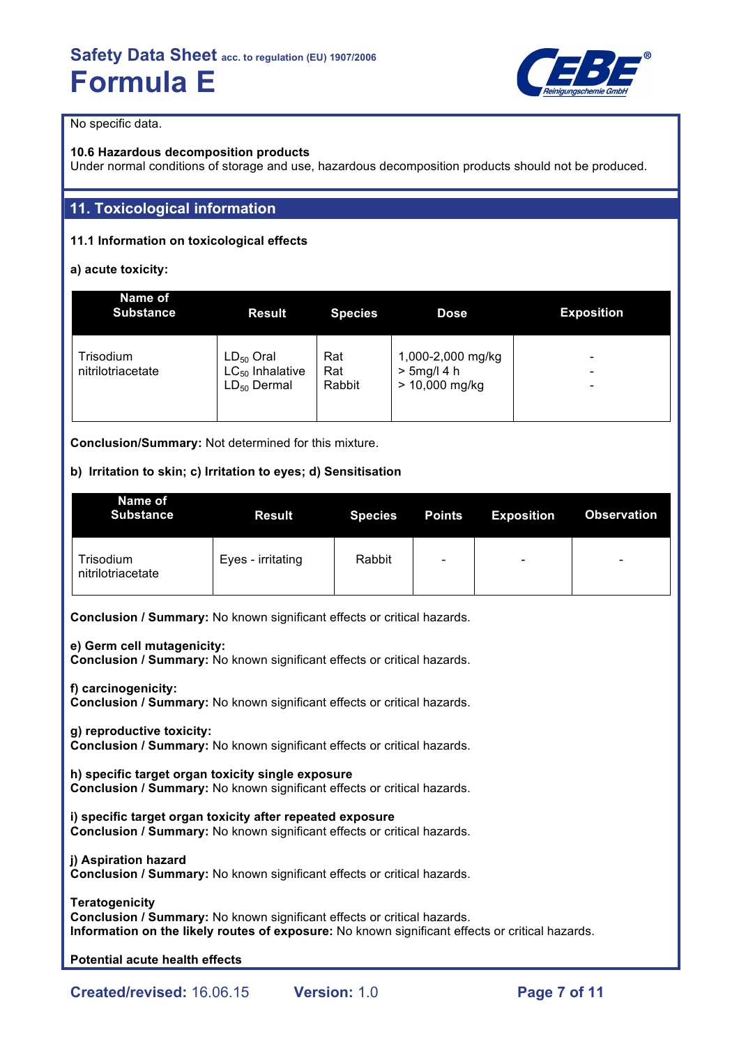No specific data.

**10.6 Hazardous decomposition products**
Under normal conditions of storage and use, hazardous decomposition products should not be produced.

## 11. Toxicological information

**11.1 Information on toxicological effects**

**a) acute toxicity:**

| Name of Substance | Result | Species | Dose | Exposition |
|---|---|---|---|---|
| Trisodium nitrilotriacetate | $LD_{50}$ Oral<br>$LC_{50}$ Inhalative<br>$LD_{50}$ Dermal | Rat<br>Rat<br>Rabbit | 1,000-2,000 mg/kg<br>> 5mg/l 4 h<br>> 10,000 mg/kg | -<br>-<br>- |

**Conclusion/Summary:** Not determined for this mixture.

**b) Irritation to skin; c) Irritation to eyes; d) Sensitisation**

| Name of Substance | Result | Species | Points | Exposition | Observation |
|---|---|---|---|---|---|
| Trisodium nitrilotriacetate | Eyes - irritating | Rabbit | - | - | - |

**Conclusion / Summary:** No known significant effects or critical hazards.

**e) Germ cell mutagenicity:**
**Conclusion / Summary:** No known significant effects or critical hazards.

**f) carcinogenicity:**
**Conclusion / Summary:** No known significant effects or critical hazards.

**g) reproductive toxicity:**
**Conclusion / Summary:** No known significant effects or critical hazards.

**h) specific target organ toxicity single exposure**
**Conclusion / Summary:** No known significant effects or critical hazards.

**i) specific target organ toxicity after repeated exposure**
**Conclusion / Summary:** No known significant effects or critical hazards.

**j) Aspiration hazard**
**Conclusion / Summary:** No known significant effects or critical hazards.

**Teratogenicity**
**Conclusion / Summary:** No known significant effects or critical hazards.
**Information on the likely routes of exposure:** No known significant effects or critical hazards.

**Potential acute health effects**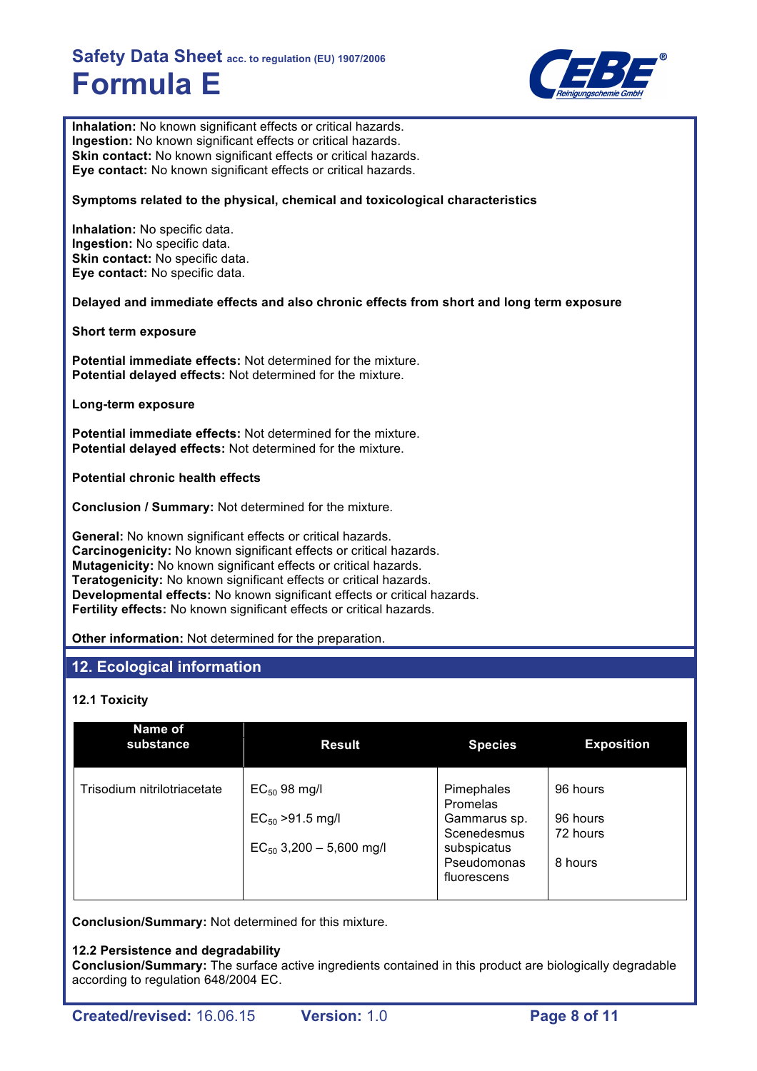**Inhalation:** No known significant effects or critical hazards.
**Ingestion:** No known significant effects or critical hazards.
**Skin contact:** No known significant effects or critical hazards.
**Eye contact:** No known significant effects or critical hazards.

**Symptoms related to the physical, chemical and toxicological characteristics**

**Inhalation:** No specific data.
**Ingestion:** No specific data.
**Skin contact:** No specific data.
**Eye contact:** No specific data.

**Delayed and immediate effects and also chronic effects from short and long term exposure**

**Short term exposure**

**Potential immediate effects:** Not determined for the mixture.
**Potential delayed effects:** Not determined for the mixture.

**Long-term exposure**

**Potential immediate effects:** Not determined for the mixture.
**Potential delayed effects:** Not determined for the mixture.

**Potential chronic health effects**

**Conclusion / Summary:** Not determined for the mixture.

**General:** No known significant effects or critical hazards.
**Carcinogenicity:** No known significant effects or critical hazards.
**Mutagenicity:** No known significant effects or critical hazards.
**Teratogenicity:** No known significant effects or critical hazards.
**Developmental effects:** No known significant effects or critical hazards.
**Fertility effects:** No known significant effects or critical hazards.

**Other information:** Not determined for the preparation.

## 12. Ecological information

### 12.1 Toxicity

| Name of substance | Result | Species | Exposition |
|---|---|---|---|
| Trisodium nitrilotriacetate | $EC_{50}$ 98 mg/l | Pimephales Promelas | 96 hours |
| | $EC_{50}$ >91.5 mg/l | Gammarus sp. | 96 hours |
| | $EC_{50}$ 3,200 – 5,600 mg/l | Scenedesmus subspicatus | 72 hours |
| | | Pseudomonas fluorescens | 8 hours |

**Conclusion/Summary:** Not determined for this mixture.

**12.2 Persistence and degradability**
**Conclusion/Summary:** The surface active ingredients contained in this product are biologically degradable according to regulation 648/2004 EC.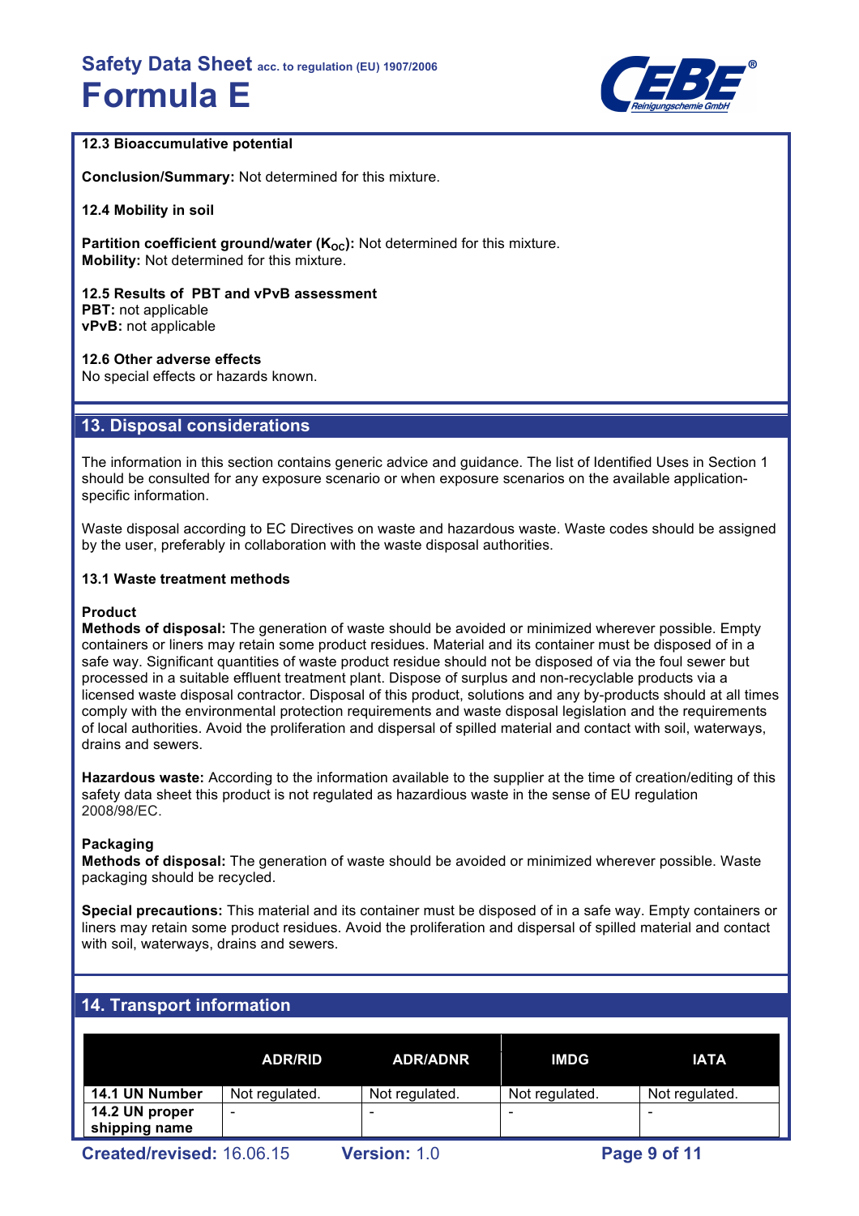### 12.3 Bioaccumulative potential

**Conclusion/Summary:** Not determined for this mixture.

### 12.4 Mobility in soil

**Partition coefficient ground/water ($K_{OC}$):** Not determined for this mixture.
**Mobility:** Not determined for this mixture.

### 12.5 Results of PBT and vPvB assessment

**PBT:** not applicable
**vPvB:** not applicable

### 12.6 Other adverse effects

No special effects or hazards known.

## 13. Disposal considerations

The information in this section contains generic advice and guidance. The list of Identified Uses in Section 1 should be consulted for any exposure scenario or when exposure scenarios on the available application-specific information.

Waste disposal according to EC Directives on waste and hazardous waste. Waste codes should be assigned by the user, preferably in collaboration with the waste disposal authorities.

### 13.1 Waste treatment methods

**Product**
**Methods of disposal:** The generation of waste should be avoided or minimized wherever possible. Empty containers or liners may retain some product residues. Material and its container must be disposed of in a safe way. Significant quantities of waste product residue should not be disposed of via the foul sewer but processed in a suitable effluent treatment plant. Dispose of surplus and non-recyclable products via a licensed waste disposal contractor. Disposal of this product, solutions and any by-products should at all times comply with the environmental protection requirements and waste disposal legislation and the requirements of local authorities. Avoid the proliferation and dispersal of spilled material and contact with soil, waterways, drains and sewers.

**Hazardous waste:** According to the information available to the supplier at the time of creation/editing of this safety data sheet this product is not regulated as hazardious waste in the sense of EU regulation 2008/98/EC.

**Packaging**
**Methods of disposal:** The generation of waste should be avoided or minimized wherever possible. Waste packaging should be recycled.

**Special precautions:** This material and its container must be disposed of in a safe way. Empty containers or liners may retain some product residues. Avoid the proliferation and dispersal of spilled material and contact with soil, waterways, drains and sewers.

## 14. Transport information

| | ADR/RID | ADR/ADNR | IMDG | IATA |
|---|---|---|---|---|
| **14.1 UN Number** | Not regulated. | Not regulated. | Not regulated. | Not regulated. |
| **14.2 UN proper shipping name** | - | - | - | - |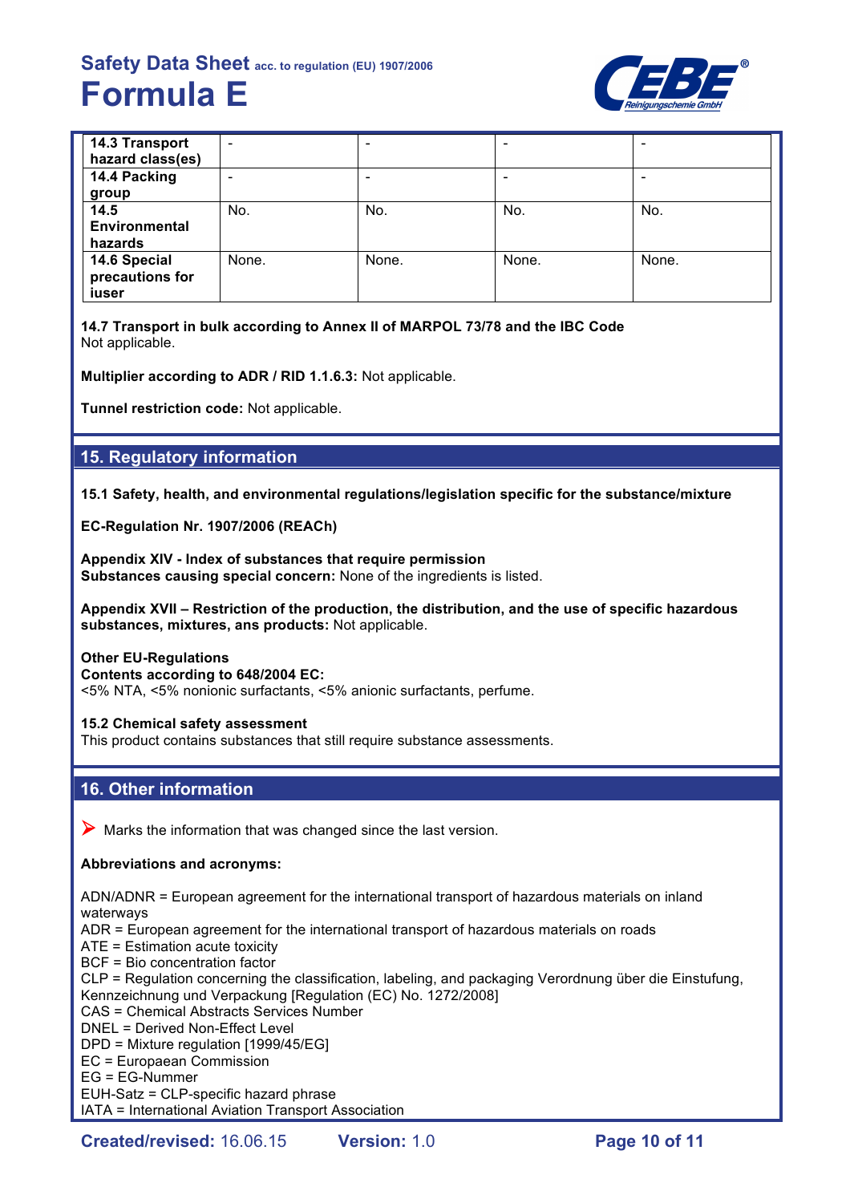| 14.3 Transport hazard class(es) | - | - | - | - |
| --- | --- | --- | --- | --- |
| 14.4 Packing group | - | - | - | - |
| 14.5 Environmental hazards | No. | No. | No. | No. |
| 14.6 Special precautions for iuser | None. | None. | None. | None. |

**14.7 Transport in bulk according to Annex II of MARPOL 73/78 and the IBC Code**
Not applicable.

**Multiplier according to ADR / RID 1.1.6.3:** Not applicable.

**Tunnel restriction code:** Not applicable.

## 15. Regulatory information

**15.1 Safety, health, and environmental regulations/legislation specific for the substance/mixture**

**EC-Regulation Nr. 1907/2006 (REACh)**

**Appendix XIV - Index of substances that require permission**
**Substances causing special concern:** None of the ingredients is listed.

**Appendix XVII – Restriction of the production, the distribution, and the use of specific hazardous substances, mixtures, ans products:** Not applicable.

**Other EU-Regulations**
**Contents according to 648/2004 EC:**
<5% NTA, <5% nonionic surfactants, <5% anionic surfactants, perfume.

**15.2 Chemical safety assessment**
This product contains substances that still require substance assessments.

## 16. Other information

➤ Marks the information that was changed since the last version.

**Abbreviations and acronyms:**

ADN/ADNR = European agreement for the international transport of hazardous materials on inland waterways
ADR = European agreement for the international transport of hazardous materials on roads
ATE = Estimation acute toxicity
BCF = Bio concentration factor
CLP = Regulation concerning the classification, labeling, and packaging Verordnung über die Einstufung, Kennzeichnung und Verpackung [Regulation (EC) No. 1272/2008]
CAS = Chemical Abstracts Services Number
DNEL = Derived Non-Effect Level
DPD = Mixture regulation [1999/45/EG]
EC = Europaean Commission
EG = EG-Nummer
EUH-Satz = CLP-specific hazard phrase
IATA = International Aviation Transport Association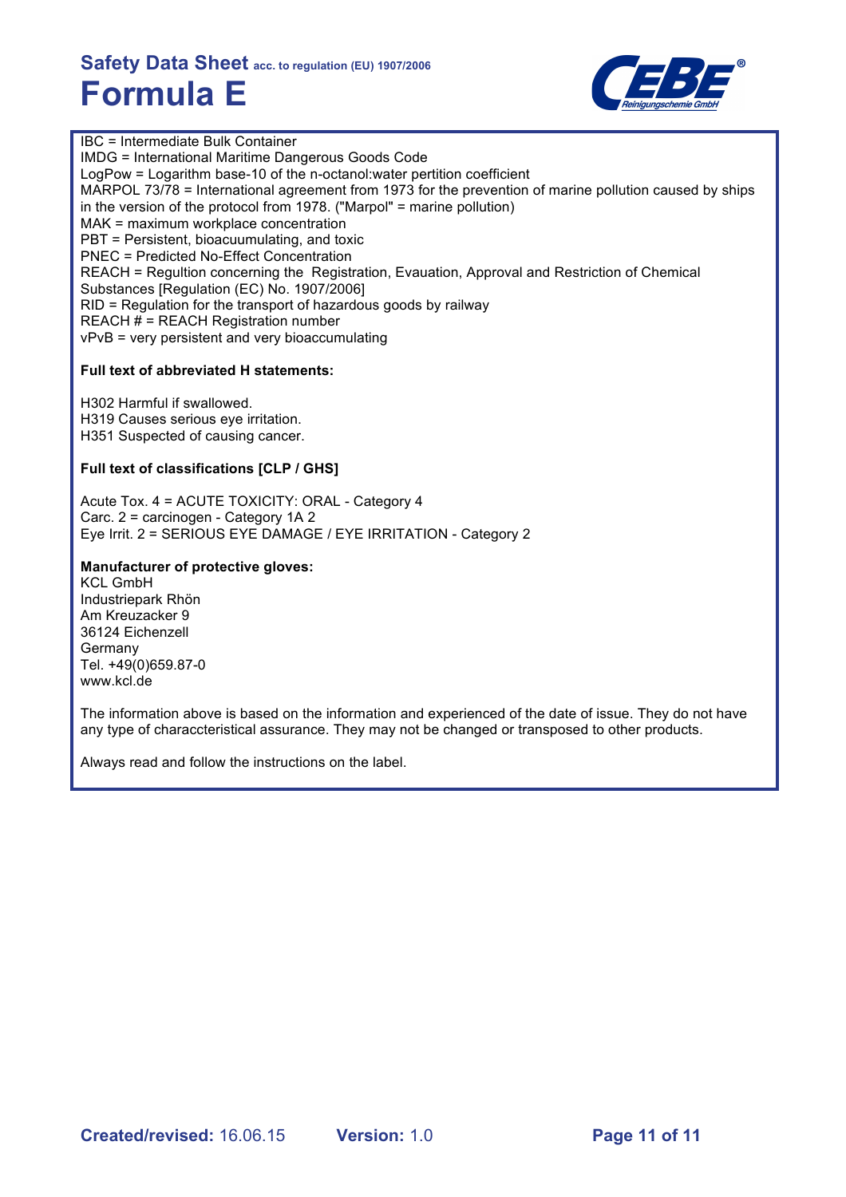IBC = Intermediate Bulk Container
IMDG = International Maritime Dangerous Goods Code
LogPow = Logarithm base-10 of the n-octanol:water pertition coefficient
MARPOL 73/78 = International agreement from 1973 for the prevention of marine pollution caused by ships in the version of the protocol from 1978. ("Marpol" = marine pollution)
MAK = maximum workplace concentration
PBT = Persistent, bioacuumulating, and toxic
PNEC = Predicted No-Effect Concentration
REACH = Regultion concerning the Registration, Evauation, Approval and Restriction of Chemical Substances [Regulation (EC) No. 1907/2006]
RID = Regulation for the transport of hazardous goods by railway
REACH # = REACH Registration number
vPvB = very persistent and very bioaccumulating

**Full text of abbreviated H statements:**

H302 Harmful if swallowed.
H319 Causes serious eye irritation.
H351 Suspected of causing cancer.

**Full text of classifications [CLP / GHS]**

Acute Tox. 4 = ACUTE TOXICITY: ORAL - Category 4
Carc. 2 = carcinogen - Category 1A 2
Eye Irrit. 2 = SERIOUS EYE DAMAGE / EYE IRRITATION - Category 2

**Manufacturer of protective gloves:**
KCL GmbH
Industriepark Rhön
Am Kreuzacker 9
36124 Eichenzell
Germany
Tel. +49(0)659.87-0
www.kcl.de

The information above is based on the information and experienced of the date of issue. They do not have any type of characcteristical assurance. They may not be changed or transposed to other products.

Always read and follow the instructions on the label.